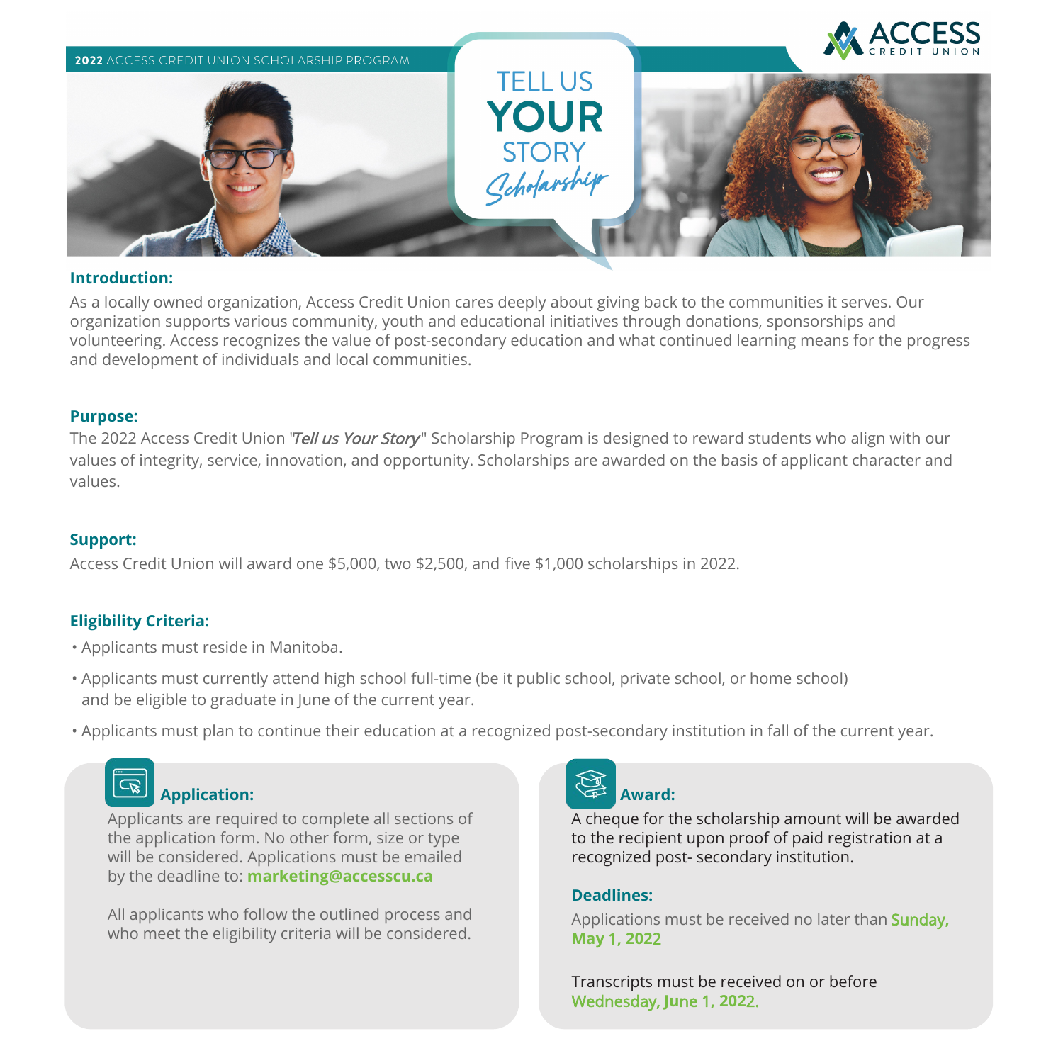2022 ACCESS CREDIT UNION SCHOLARSHIP PROGRAM

ACCESS CREDIT UNION

# TELL US YOUR STORY *Scholarship*

## Introduction:

As a locally owned organization, Access Credit Union cares deeply about giving back to the communities it serves. Our organization supports various community, youth and educational initiatives through donations, sponsorships and volunteering. Access recognizes the value of post-secondary education and what continued learning means for the progress and development of individuals and local communities.

## Purpose:

The 2022 Access Credit Union "*Tell us Your Story*" Scholarship Program is designed to reward students who align with our values of integrity, service, innovation, and opportunity. Scholarships are awarded on the basis of applicant character and values.

## Support:

Access Credit Union will award one $5,000, two $2,500, and five $1,000 scholarships in 2022.

## Eligibility Criteria:

- Applicants must reside in Manitoba.
- Applicants must currently attend high school full-time (be it public school, private school, or home school) and be eligible to graduate in June of the current year.
- Applicants must plan to continue their education at a recognized post-secondary institution in fall of the current year.

## Application:

Applicants are required to complete all sections of the application form. No other form, size or type will be considered. Applications must be emailed by the deadline to: **marketing@accesscu.ca**

All applicants who follow the outlined process and who meet the eligibility criteria will be considered.

## Award:

A cheque for the scholarship amount will be awarded to the recipient upon proof of paid registration at a recognized post- secondary institution.

## Deadlines:

Applications must be received no later than **Sunday, May 1, 2022**

Transcripts must be received on or before **Wednesday, June 1, 2022.**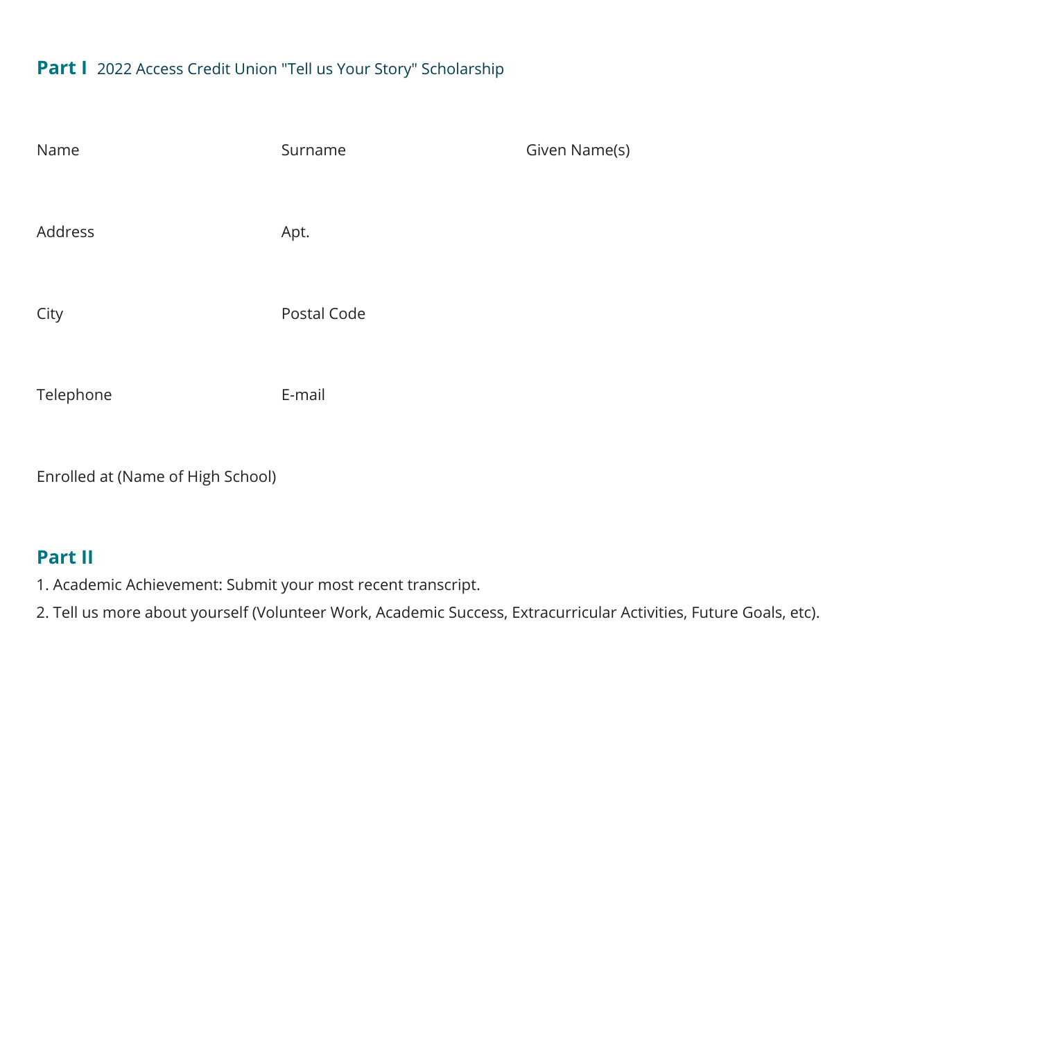## Part I 2022 Access Credit Union "Tell us Your Story" Scholarship

Name Surname Given Name(s)

Address Apt.

City Postal Code

Telephone E-mail

Enrolled at (Name of High School)

## Part II

1. Academic Achievement: Submit your most recent transcript.
2. Tell us more about yourself (Volunteer Work, Academic Success, Extracurricular Activities, Future Goals, etc).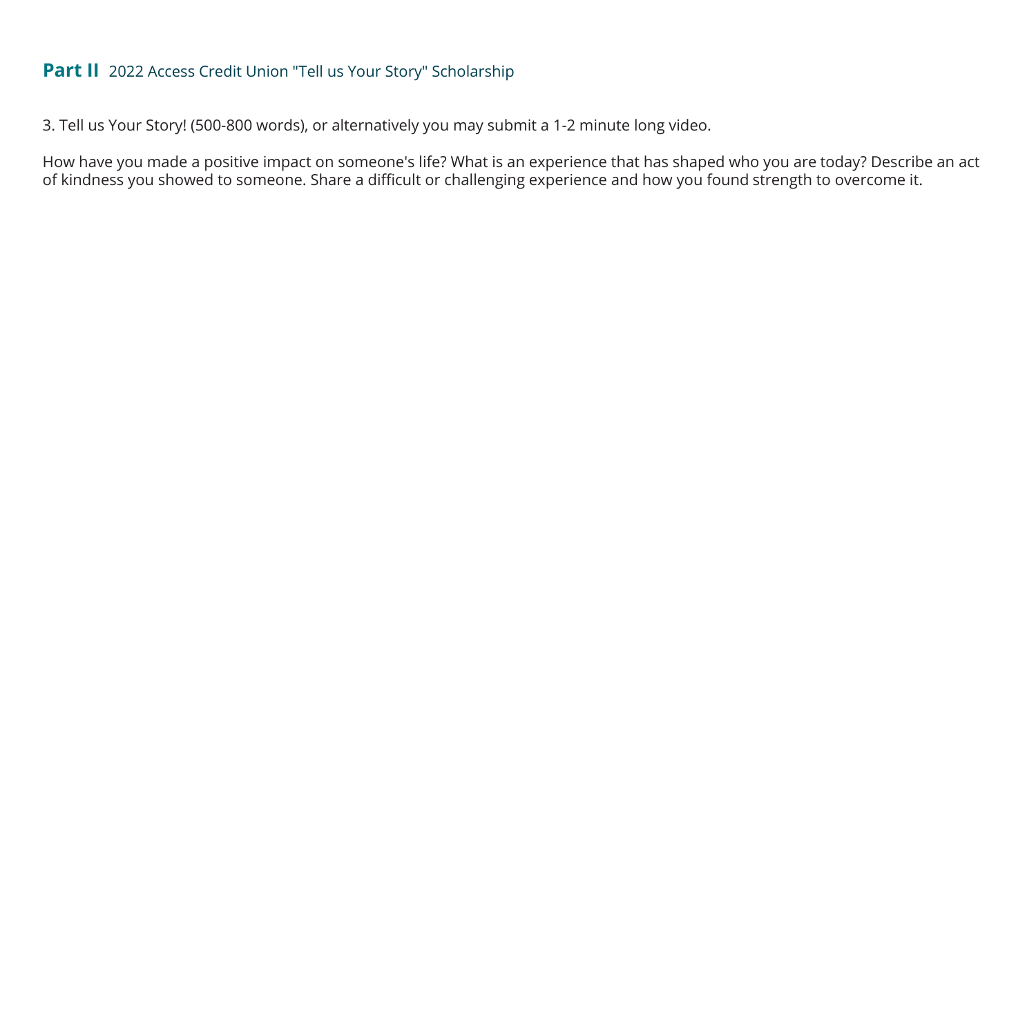## **Part II** 2022 Access Credit Union "Tell us Your Story" Scholarship

3. Tell us Your Story! (500-800 words), or alternatively you may submit a 1-2 minute long video.

How have you made a positive impact on someone's life? What is an experience that has shaped who you are today? Describe an act of kindness you showed to someone. Share a difficult or challenging experience and how you found strength to overcome it.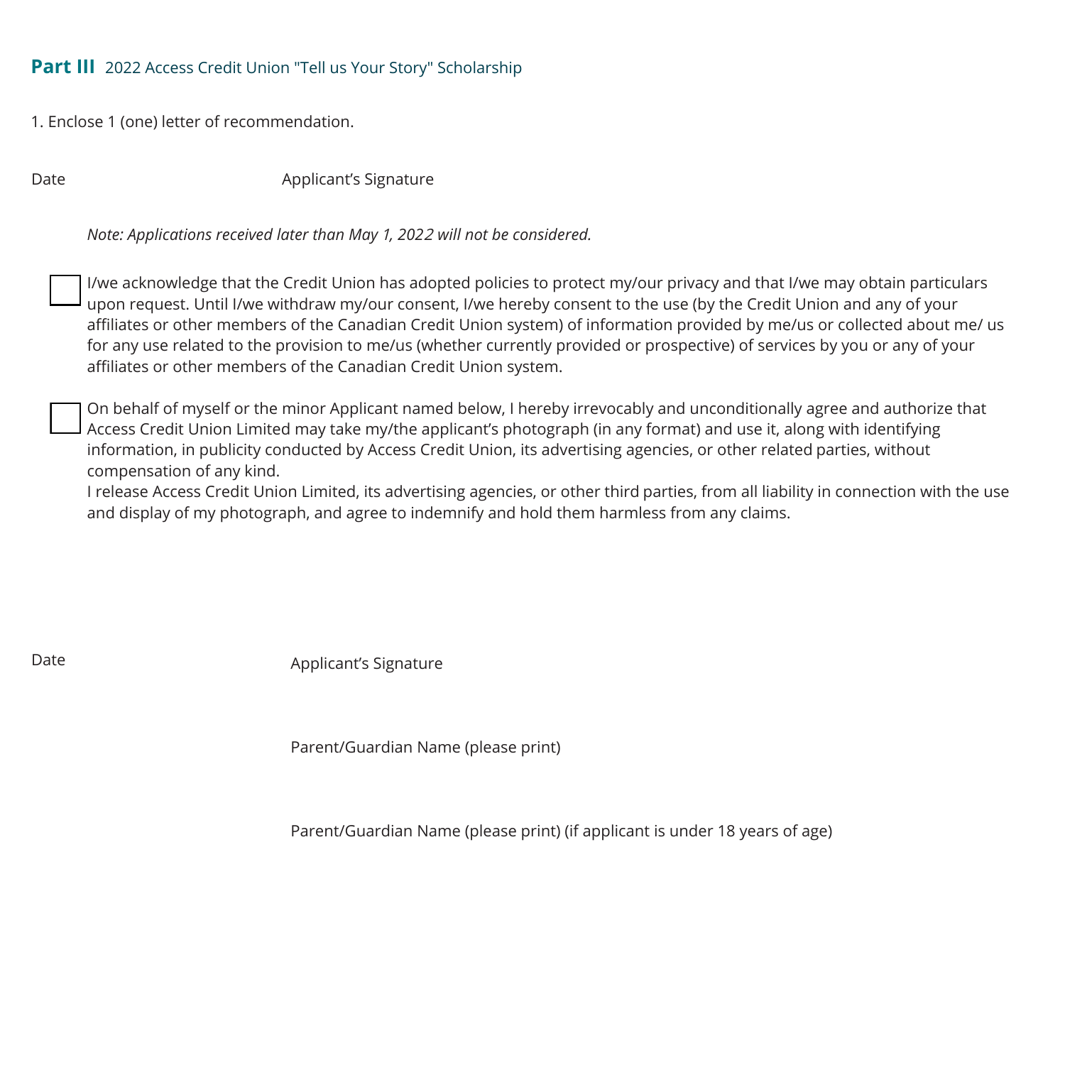## **Part III** 2022 Access Credit Union "Tell us Your Story" Scholarship

1. Enclose 1 (one) letter of recommendation.

Date Applicant’s Signature

*Note: Applications received later than May 1, 2022 will not be considered.*

☐ I/we acknowledge that the Credit Union has adopted policies to protect my/our privacy and that I/we may obtain particulars upon request. Until I/we withdraw my/our consent, I/we hereby consent to the use (by the Credit Union and any of your affiliates or other members of the Canadian Credit Union system) of information provided by me/us or collected about me/ us for any use related to the provision to me/us (whether currently provided or prospective) of services by you or any of your affiliates or other members of the Canadian Credit Union system.

☐ On behalf of myself or the minor Applicant named below, I hereby irrevocably and unconditionally agree and authorize that Access Credit Union Limited may take my/the applicant’s photograph (in any format) and use it, along with identifying information, in publicity conducted by Access Credit Union, its advertising agencies, or other related parties, without compensation of any kind.
I release Access Credit Union Limited, its advertising agencies, or other third parties, from all liability in connection with the use and display of my photograph, and agree to indemnify and hold them harmless from any claims.

Date Applicant’s Signature

Parent/Guardian Name (please print)

Parent/Guardian Name (please print) (if applicant is under 18 years of age)